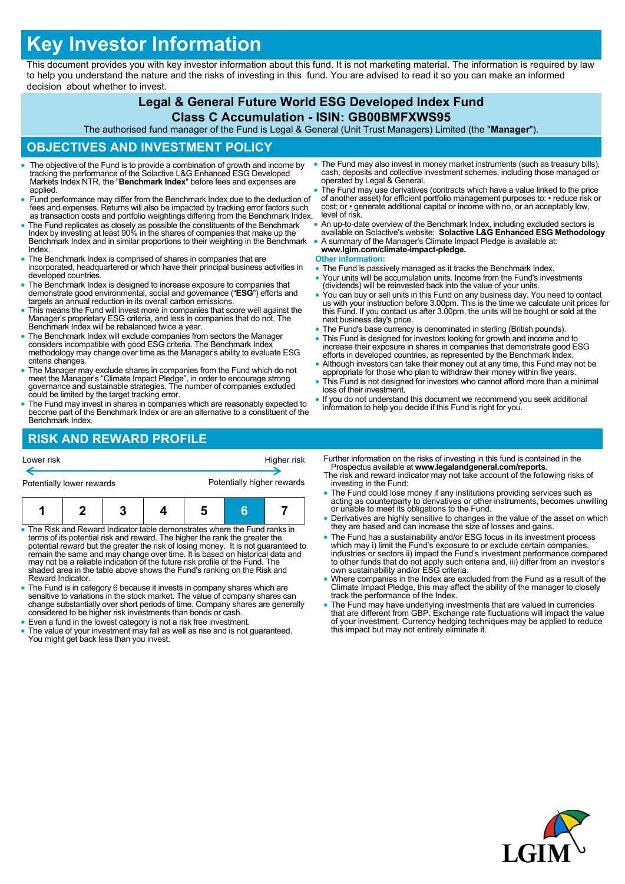# Key Investor Information

This document provides you with key investor information about this fund. It is not marketing material. The information is required by law to help you understand the nature and the risks of investing in this fund. You are advised to read it so you can make an informed decision about whether to invest.

## Legal & General Future World ESG Developed Index Fund
## Class C Accumulation - ISIN: GB00BMFXWS95

The authorised fund manager of the Fund is Legal & General (Unit Trust Managers) Limited (the "**Manager**").

## OBJECTIVES AND INVESTMENT POLICY

- The objective of the Fund is to provide a combination of growth and income by tracking the performance of the Solactive L&G Enhanced ESG Developed Markets Index NTR, the "**Benchmark Index**" before fees and expenses are applied.
- Fund performance may differ from the Benchmark Index due to the deduction of fees and expenses. Returns will also be impacted by tracking error factors such as transaction costs and portfolio weightings differing from the Benchmark Index.
- The Fund replicates as closely as possible the constituents of the Benchmark Index by investing at least 90% in the shares of companies that make up the Benchmark Index and in similar proportions to their weighting in the Benchmark Index.
- The Benchmark Index is comprised of shares in companies that are incorporated, headquartered or which have their principal business activities in developed countries.
- The Benchmark Index is designed to increase exposure to companies that demonstrate good environmental, social and governance ("**ESG**") efforts and targets an annual reduction in its overall carbon emissions.
- This means the Fund will invest more in companies that score well against the Manager's proprietary ESG criteria, and less in companies that do not. The Benchmark Index will be rebalanced twice a year.
- The Benchmark Index will exclude companies from sectors the Manager considers incompatible with good ESG criteria. The Benchmark Index methodology may change over time as the Manager's ability to evaluate ESG criteria changes.
- The Manager may exclude shares in companies from the Fund which do not meet the Manager's "Climate Impact Pledge", in order to encourage strong governance and sustainable strategies. The number of companies excluded could be limited by the target tracking error.
- The Fund may invest in shares in companies which are reasonably expected to become part of the Benchmark Index or are an alternative to a constituent of the Benchmark Index.
- The Fund may also invest in money market instruments (such as treasury bills), cash, deposits and collective investment schemes, including those managed or operated by Legal & General.
- The Fund may use derivatives (contracts which have a value linked to the price of another asset) for efficient portfolio management purposes to: • reduce risk or cost; or • generate additional capital or income with no, or an acceptably low, level of risk.
- An up-to-date overview of the Benchmark Index, including excluded sectors is available on Solactive's website: **Solactive L&G Enhanced ESG Methodology**
- A summary of the Manager's Climate Impact Pledge is available at: **www.lgim.com/climate-impact-pledge.**

**Other information:**

- The Fund is passively managed as it tracks the Benchmark Index.
- Your units will be accumulation units. Income from the Fund's investments (dividends) will be reinvested back into the value of your units.
- You can buy or sell units in this Fund on any business day. You need to contact us with your instruction before 3.00pm. This is the time we calculate unit prices for this Fund. If you contact us after 3.00pm, the units will be bought or sold at the next business day's price.
- The Fund's base currency is denominated in sterling (British pounds).
- This Fund is designed for investors looking for growth and income and to increase their exposure in shares in companies that demonstrate good ESG efforts in developed countries, as represented by the Benchmark Index.
- Although investors can take their money out at any time, this Fund may not be appropriate for those who plan to withdraw their money within five years.
- This Fund is not designed for investors who cannot afford more than a minimal loss of their investment.
- If you do not understand this document we recommend you seek additional information to help you decide if this Fund is right for you.

## RISK AND REWARD PROFILE

Lower risk ← → Higher risk

Potentially lower rewards — Potentially higher rewards

| 1 | 2 | 3 | 4 | 5 | **6** | 7 |
|---|---|---|---|---|---|---|

- The Risk and Reward Indicator table demonstrates where the Fund ranks in terms of its potential risk and reward. The higher the rank the greater the potential reward but the greater the risk of losing money. It is not guaranteed to remain the same and may change over time. It is based on historical data and may not be a reliable indication of the future risk profile of the Fund. The shaded area in the table above shows the Fund's ranking on the Risk and Reward Indicator.
- The Fund is in category 6 because it invests in company shares which are sensitive to variations in the stock market. The value of company shares can change substantially over short periods of time. Company shares are generally considered to be higher risk investments than bonds or cash.
- Even a fund in the lowest category is not a risk free investment.
- The value of your investment may fall as well as rise and is not guaranteed. You might get back less than you invest.

Further information on the risks of investing in this fund is contained in the Prospectus available at **www.legalandgeneral.com/reports**.

The risk and reward indicator may not take account of the following risks of investing in the Fund:

- The Fund could lose money if any institutions providing services such as acting as counterparty to derivatives or other instruments, becomes unwilling or unable to meet its obligations to the Fund.
- Derivatives are highly sensitive to changes in the value of the asset on which they are based and can increase the size of losses and gains.
- The Fund has a sustainability and/or ESG focus in its investment process which may i) limit the Fund's exposure to or exclude certain companies, industries or sectors ii) impact the Fund's investment performance compared to other funds that do not apply such criteria and, iii) differ from an investor's own sustainability and/or ESG criteria.
- Where companies in the Index are excluded from the Fund as a result of the Climate Impact Pledge, this may affect the ability of the manager to closely track the performance of the Index.
- The Fund may have underlying investments that are valued in currencies that are different from GBP. Exchange rate fluctuations will impact the value of your investment. Currency hedging techniques may be applied to reduce this impact but may not entirely eliminate it.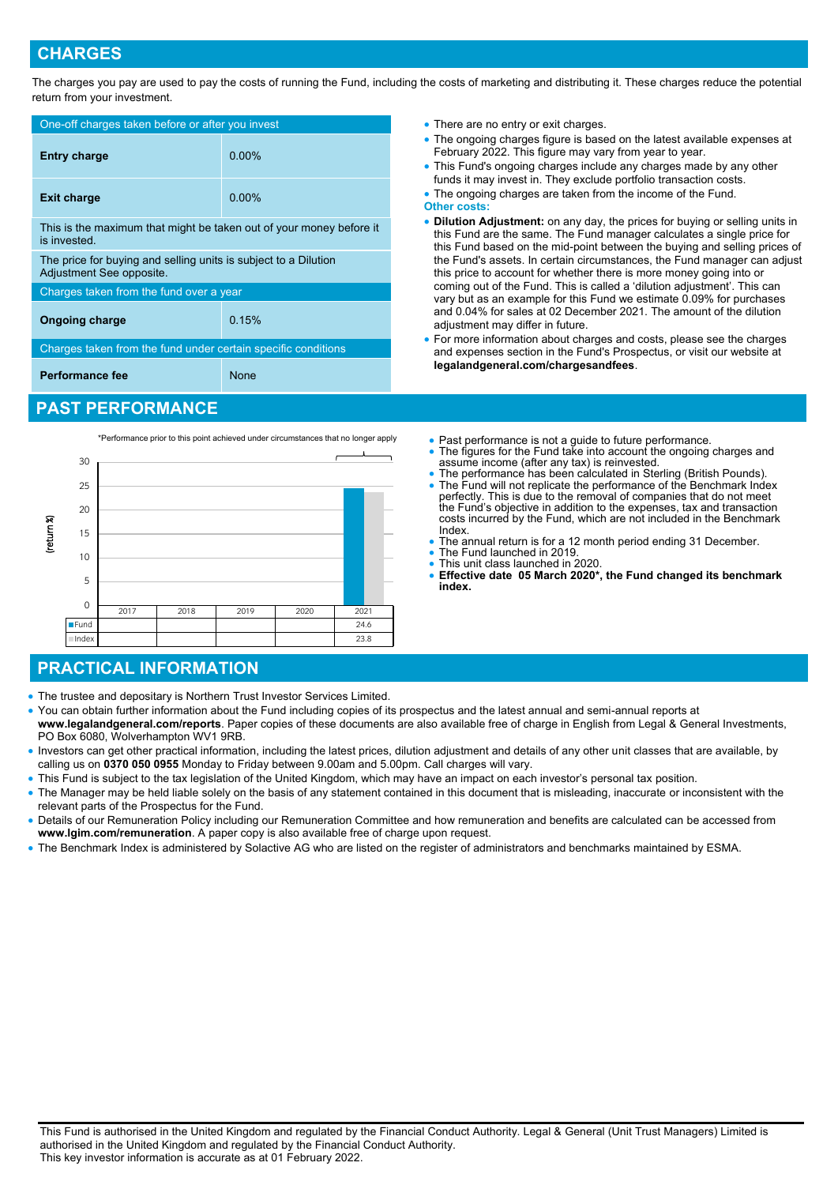## CHARGES

The charges you pay are used to pay the costs of running the Fund, including the costs of marketing and distributing it. These charges reduce the potential return from your investment.

| One-off charges taken before or after you invest | |
|---|---|
| **Entry charge** | 0.00% |
| **Exit charge** | 0.00% |
| This is the maximum that might be taken out of your money before it is invested. | |
| The price for buying and selling units is subject to a Dilution Adjustment See opposite. | |
| **Charges taken from the fund over a year** | |
| **Ongoing charge** | 0.15% |
| **Charges taken from the fund under certain specific conditions** | |
| **Performance fee** | None |

- There are no entry or exit charges.
- The ongoing charges figure is based on the latest available expenses at February 2022. This figure may vary from year to year.
- This Fund's ongoing charges include any charges made by any other funds it may invest in. They exclude portfolio transaction costs.
- The ongoing charges are taken from the income of the Fund.

**Other costs:**

- **Dilution Adjustment:** on any day, the prices for buying or selling units in this Fund are the same. The Fund manager calculates a single price for this Fund based on the mid-point between the buying and selling prices of the Fund's assets. In certain circumstances, the Fund manager can adjust this price to account for whether there is more money going into or coming out of the Fund. This is called a 'dilution adjustment'. This can vary but as an example for this Fund we estimate 0.09% for purchases and 0.04% for sales at 02 December 2021. The amount of the dilution adjustment may differ in future.
- For more information about charges and costs, please see the charges and expenses section in the Fund's Prospectus, or visit our website at **legalandgeneral.com/chargesandfees**.

## PAST PERFORMANCE

*Performance prior to this point achieved under circumstances that no longer apply

(return %)

30
25
20
15
10
5
0

2017 2018 2019 2020 2021

Fund 24.6

Index 23.8

- Past performance is not a guide to future performance.
- The figures for the Fund take into account the ongoing charges and assume income (after any tax) is reinvested.
- The performance has been calculated in Sterling (British Pounds).
- The Fund will not replicate the performance of the Benchmark Index perfectly. This is due to the removal of companies that do not meet the Fund's objective in addition to the expenses, tax and transaction costs incurred by the Fund, which are not included in the Benchmark Index.
- The annual return is for a 12 month period ending 31 December.
- The Fund launched in 2019.
- This unit class launched in 2020.
- **Effective date 05 March 2020*, the Fund changed its benchmark index.**

## PRACTICAL INFORMATION

- The trustee and depositary is Northern Trust Investor Services Limited.
- You can obtain further information about the Fund including copies of its prospectus and the latest annual and semi-annual reports at **www.legalandgeneral.com/reports**. Paper copies of these documents are also available free of charge in English from Legal & General Investments, PO Box 6080, Wolverhampton WV1 9RB.
- Investors can get other practical information, including the latest prices, dilution adjustment and details of any other unit classes that are available, by calling us on **0370 050 0955** Monday to Friday between 9.00am and 5.00pm. Call charges will vary.
- This Fund is subject to the tax legislation of the United Kingdom, which may have an impact on each investor's personal tax position.
- The Manager may be held liable solely on the basis of any statement contained in this document that is misleading, inaccurate or inconsistent with the relevant parts of the Prospectus for the Fund.
- Details of our Remuneration Policy including our Remuneration Committee and how remuneration and benefits are calculated can be accessed from **www.lgim.com/remuneration**. A paper copy is also available free of charge upon request.
- The Benchmark Index is administered by Solactive AG who are listed on the register of administrators and benchmarks maintained by ESMA.

This Fund is authorised in the United Kingdom and regulated by the Financial Conduct Authority. Legal & General (Unit Trust Managers) Limited is authorised in the United Kingdom and regulated by the Financial Conduct Authority.
This key investor information is accurate as at 01 February 2022.